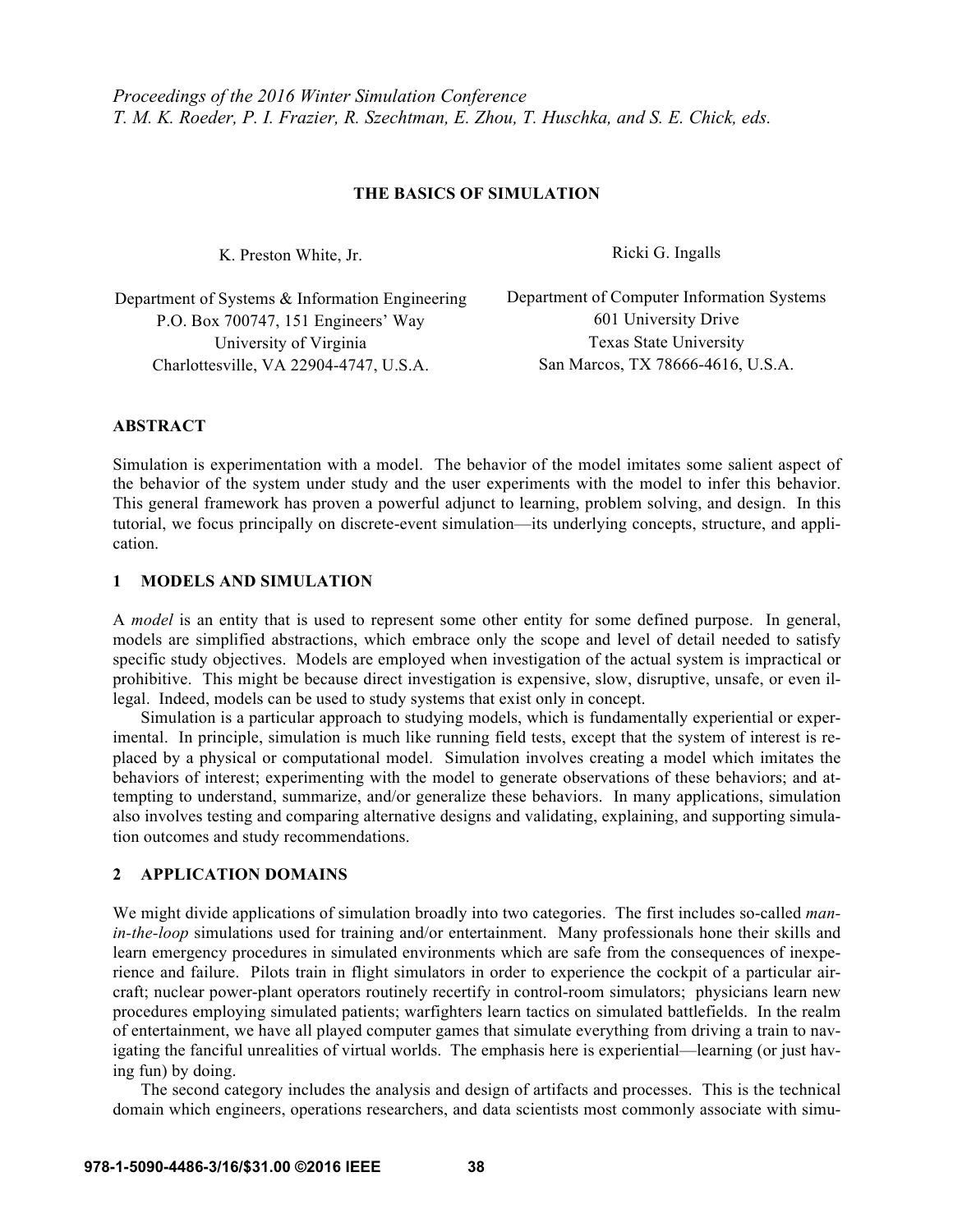*Proceedings of the 2016 Winter Simulation Conference*
*T. M. K. Roeder, P. I. Frazier, R. Szechtman, E. Zhou, T. Huschka, and S. E. Chick, eds.*

# THE BASICS OF SIMULATION

K. Preston White, Jr.

Department of Systems & Information Engineering
P.O. Box 700747, 151 Engineers' Way
University of Virginia
Charlottesville, VA 22904-4747, U.S.A.

Ricki G. Ingalls

Department of Computer Information Systems
601 University Drive
Texas State University
San Marcos, TX 78666-4616, U.S.A.

## ABSTRACT

Simulation is experimentation with a model. The behavior of the model imitates some salient aspect of the behavior of the system under study and the user experiments with the model to infer this behavior. This general framework has proven a powerful adjunct to learning, problem solving, and design. In this tutorial, we focus principally on discrete-event simulation—its underlying concepts, structure, and application.

## 1 MODELS AND SIMULATION

A *model* is an entity that is used to represent some other entity for some defined purpose. In general, models are simplified abstractions, which embrace only the scope and level of detail needed to satisfy specific study objectives. Models are employed when investigation of the actual system is impractical or prohibitive. This might be because direct investigation is expensive, slow, disruptive, unsafe, or even illegal. Indeed, models can be used to study systems that exist only in concept.

Simulation is a particular approach to studying models, which is fundamentally experiential or experimental. In principle, simulation is much like running field tests, except that the system of interest is replaced by a physical or computational model. Simulation involves creating a model which imitates the behaviors of interest; experimenting with the model to generate observations of these behaviors; and attempting to understand, summarize, and/or generalize these behaviors. In many applications, simulation also involves testing and comparing alternative designs and validating, explaining, and supporting simulation outcomes and study recommendations.

## 2 APPLICATION DOMAINS

We might divide applications of simulation broadly into two categories. The first includes so-called *man-in-the-loop* simulations used for training and/or entertainment. Many professionals hone their skills and learn emergency procedures in simulated environments which are safe from the consequences of inexperience and failure. Pilots train in flight simulators in order to experience the cockpit of a particular aircraft; nuclear power-plant operators routinely recertify in control-room simulators; physicians learn new procedures employing simulated patients; warfighters learn tactics on simulated battlefields. In the realm of entertainment, we have all played computer games that simulate everything from driving a train to navigating the fanciful unrealities of virtual worlds. The emphasis here is experiential—learning (or just having fun) by doing.

The second category includes the analysis and design of artifacts and processes. This is the technical domain which engineers, operations researchers, and data scientists most commonly associate with simu-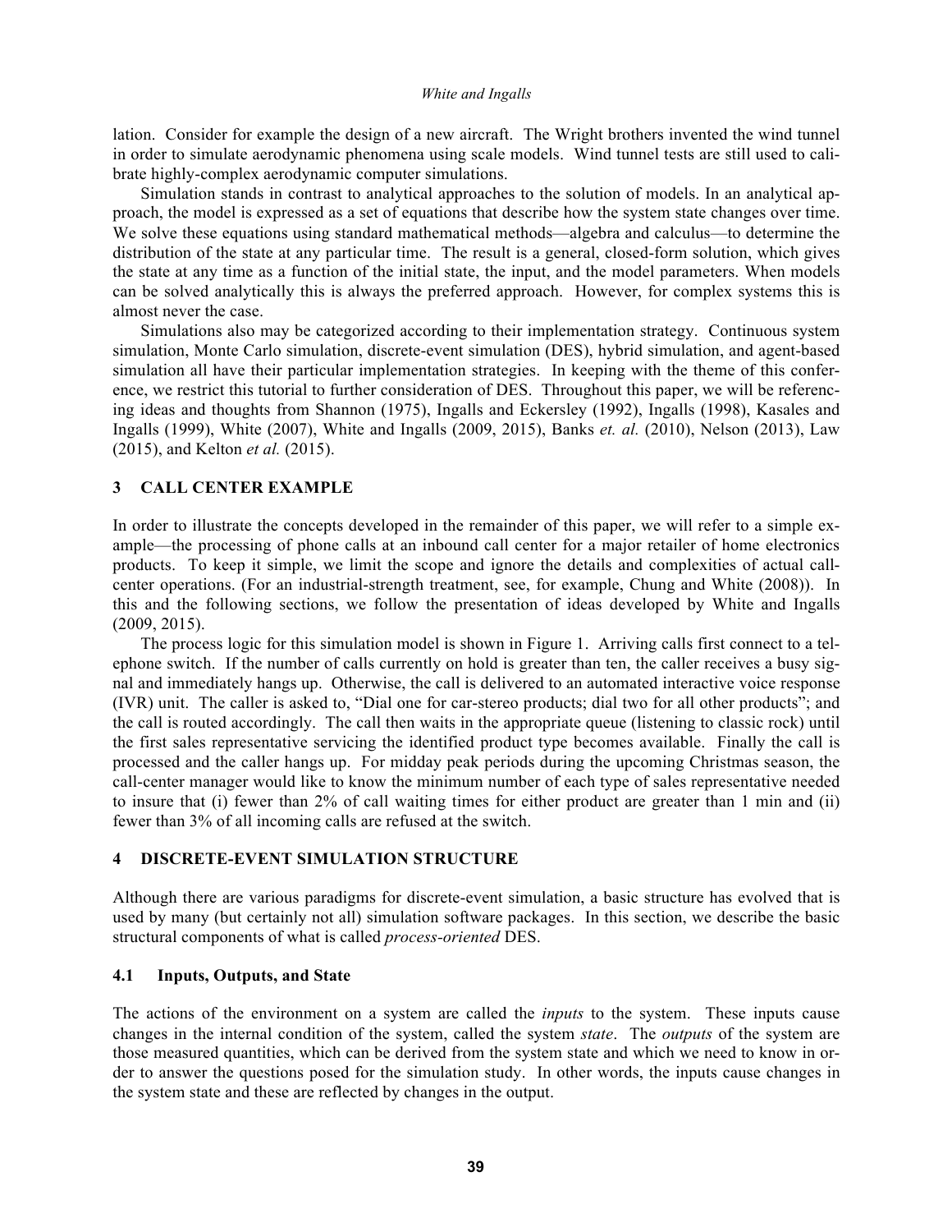lation. Consider for example the design of a new aircraft. The Wright brothers invented the wind tunnel in order to simulate aerodynamic phenomena using scale models. Wind tunnel tests are still used to calibrate highly-complex aerodynamic computer simulations.

Simulation stands in contrast to analytical approaches to the solution of models. In an analytical approach, the model is expressed as a set of equations that describe how the system state changes over time. We solve these equations using standard mathematical methods—algebra and calculus—to determine the distribution of the state at any particular time. The result is a general, closed-form solution, which gives the state at any time as a function of the initial state, the input, and the model parameters. When models can be solved analytically this is always the preferred approach. However, for complex systems this is almost never the case.

Simulations also may be categorized according to their implementation strategy. Continuous system simulation, Monte Carlo simulation, discrete-event simulation (DES), hybrid simulation, and agent-based simulation all have their particular implementation strategies. In keeping with the theme of this conference, we restrict this tutorial to further consideration of DES. Throughout this paper, we will be referencing ideas and thoughts from Shannon (1975), Ingalls and Eckersley (1992), Ingalls (1998), Kasales and Ingalls (1999), White (2007), White and Ingalls (2009, 2015), Banks *et. al.* (2010), Nelson (2013), Law (2015), and Kelton *et al.* (2015).

## 3 CALL CENTER EXAMPLE

In order to illustrate the concepts developed in the remainder of this paper, we will refer to a simple example—the processing of phone calls at an inbound call center for a major retailer of home electronics products. To keep it simple, we limit the scope and ignore the details and complexities of actual call-center operations. (For an industrial-strength treatment, see, for example, Chung and White (2008)). In this and the following sections, we follow the presentation of ideas developed by White and Ingalls (2009, 2015).

The process logic for this simulation model is shown in Figure 1. Arriving calls first connect to a telephone switch. If the number of calls currently on hold is greater than ten, the caller receives a busy signal and immediately hangs up. Otherwise, the call is delivered to an automated interactive voice response (IVR) unit. The caller is asked to, "Dial one for car-stereo products; dial two for all other products"; and the call is routed accordingly. The call then waits in the appropriate queue (listening to classic rock) until the first sales representative servicing the identified product type becomes available. Finally the call is processed and the caller hangs up. For midday peak periods during the upcoming Christmas season, the call-center manager would like to know the minimum number of each type of sales representative needed to insure that (i) fewer than 2% of call waiting times for either product are greater than 1 min and (ii) fewer than 3% of all incoming calls are refused at the switch.

## 4 DISCRETE-EVENT SIMULATION STRUCTURE

Although there are various paradigms for discrete-event simulation, a basic structure has evolved that is used by many (but certainly not all) simulation software packages. In this section, we describe the basic structural components of what is called *process-oriented* DES.

### 4.1 Inputs, Outputs, and State

The actions of the environment on a system are called the *inputs* to the system. These inputs cause changes in the internal condition of the system, called the system *state*. The *outputs* of the system are those measured quantities, which can be derived from the system state and which we need to know in order to answer the questions posed for the simulation study. In other words, the inputs cause changes in the system state and these are reflected by changes in the output.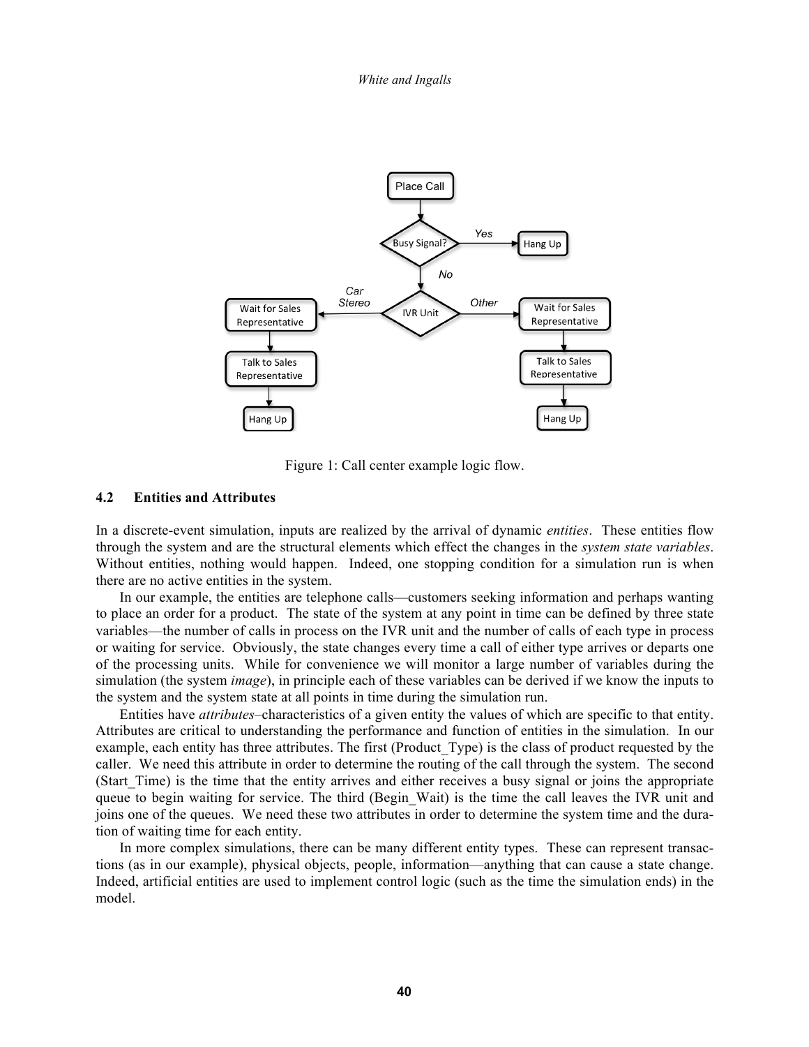Place Call

Busy Signal?

Yes

Hang Up

No

Car Stereo

IVR Unit

Other

Wait for Sales Representative

Talk to Sales Representative

Hang Up

Wait for Sales Representative

Talk to Sales Representative

Hang Up

Figure 1: Call center example logic flow.

### 4.2 Entities and Attributes

In a discrete-event simulation, inputs are realized by the arrival of dynamic *entities*. These entities flow through the system and are the structural elements which effect the changes in the *system state variables*. Without entities, nothing would happen. Indeed, one stopping condition for a simulation run is when there are no active entities in the system.

In our example, the entities are telephone calls—customers seeking information and perhaps wanting to place an order for a product. The state of the system at any point in time can be defined by three state variables—the number of calls in process on the IVR unit and the number of calls of each type in process or waiting for service. Obviously, the state changes every time a call of either type arrives or departs one of the processing units. While for convenience we will monitor a large number of variables during the simulation (the system *image*), in principle each of these variables can be derived if we know the inputs to the system and the system state at all points in time during the simulation run.

Entities have *attributes*–characteristics of a given entity the values of which are specific to that entity. Attributes are critical to understanding the performance and function of entities in the simulation. In our example, each entity has three attributes. The first (Product_Type) is the class of product requested by the caller. We need this attribute in order to determine the routing of the call through the system. The second (Start_Time) is the time that the entity arrives and either receives a busy signal or joins the appropriate queue to begin waiting for service. The third (Begin_Wait) is the time the call leaves the IVR unit and joins one of the queues. We need these two attributes in order to determine the system time and the duration of waiting time for each entity.

In more complex simulations, there can be many different entity types. These can represent transactions (as in our example), physical objects, people, information—anything that can cause a state change. Indeed, artificial entities are used to implement control logic (such as the time the simulation ends) in the model.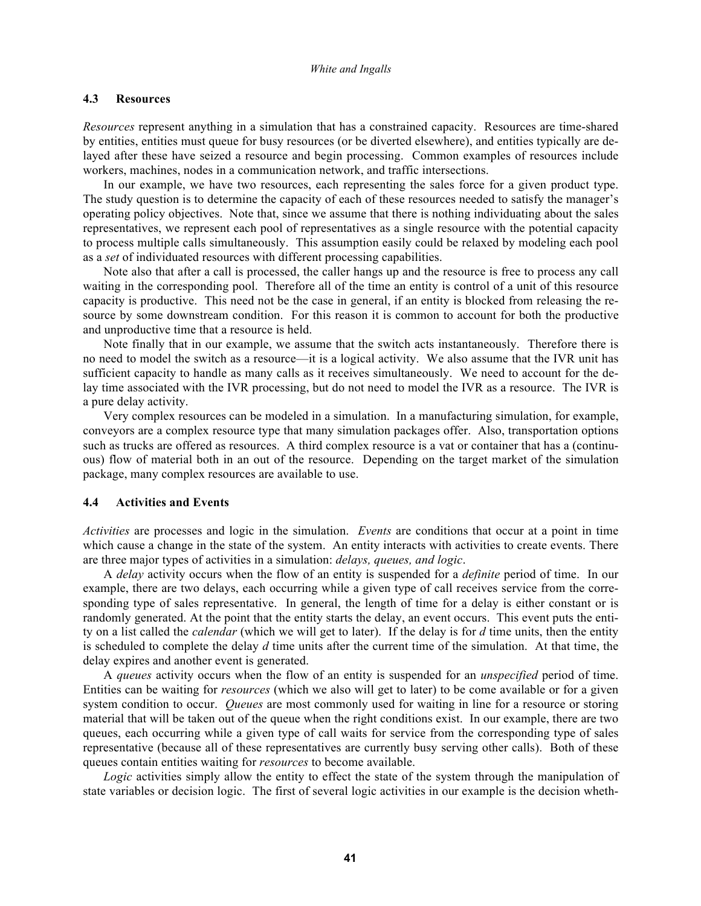### 4.3 Resources

*Resources* represent anything in a simulation that has a constrained capacity. Resources are time-shared by entities, entities must queue for busy resources (or be diverted elsewhere), and entities typically are delayed after these have seized a resource and begin processing. Common examples of resources include workers, machines, nodes in a communication network, and traffic intersections.

In our example, we have two resources, each representing the sales force for a given product type. The study question is to determine the capacity of each of these resources needed to satisfy the manager's operating policy objectives. Note that, since we assume that there is nothing individuating about the sales representatives, we represent each pool of representatives as a single resource with the potential capacity to process multiple calls simultaneously. This assumption easily could be relaxed by modeling each pool as a *set* of individuated resources with different processing capabilities.

Note also that after a call is processed, the caller hangs up and the resource is free to process any call waiting in the corresponding pool. Therefore all of the time an entity is control of a unit of this resource capacity is productive. This need not be the case in general, if an entity is blocked from releasing the resource by some downstream condition. For this reason it is common to account for both the productive and unproductive time that a resource is held.

Note finally that in our example, we assume that the switch acts instantaneously. Therefore there is no need to model the switch as a resource—it is a logical activity. We also assume that the IVR unit has sufficient capacity to handle as many calls as it receives simultaneously. We need to account for the delay time associated with the IVR processing, but do not need to model the IVR as a resource. The IVR is a pure delay activity.

Very complex resources can be modeled in a simulation. In a manufacturing simulation, for example, conveyors are a complex resource type that many simulation packages offer. Also, transportation options such as trucks are offered as resources. A third complex resource is a vat or container that has a (continuous) flow of material both in an out of the resource. Depending on the target market of the simulation package, many complex resources are available to use.

### 4.4 Activities and Events

*Activities* are processes and logic in the simulation. *Events* are conditions that occur at a point in time which cause a change in the state of the system. An entity interacts with activities to create events. There are three major types of activities in a simulation: *delays, queues, and logic*.

A *delay* activity occurs when the flow of an entity is suspended for a *definite* period of time. In our example, there are two delays, each occurring while a given type of call receives service from the corresponding type of sales representative. In general, the length of time for a delay is either constant or is randomly generated. At the point that the entity starts the delay, an event occurs. This event puts the entity on a list called the *calendar* (which we will get to later). If the delay is for $d$ time units, then the entity is scheduled to complete the delay $d$ time units after the current time of the simulation. At that time, the delay expires and another event is generated.

A *queues* activity occurs when the flow of an entity is suspended for an *unspecified* period of time. Entities can be waiting for *resources* (which we also will get to later) to be come available or for a given system condition to occur. *Queues* are most commonly used for waiting in line for a resource or storing material that will be taken out of the queue when the right conditions exist. In our example, there are two queues, each occurring while a given type of call waits for service from the corresponding type of sales representative (because all of these representatives are currently busy serving other calls). Both of these queues contain entities waiting for *resources* to become available.

*Logic* activities simply allow the entity to effect the state of the system through the manipulation of state variables or decision logic. The first of several logic activities in our example is the decision wheth-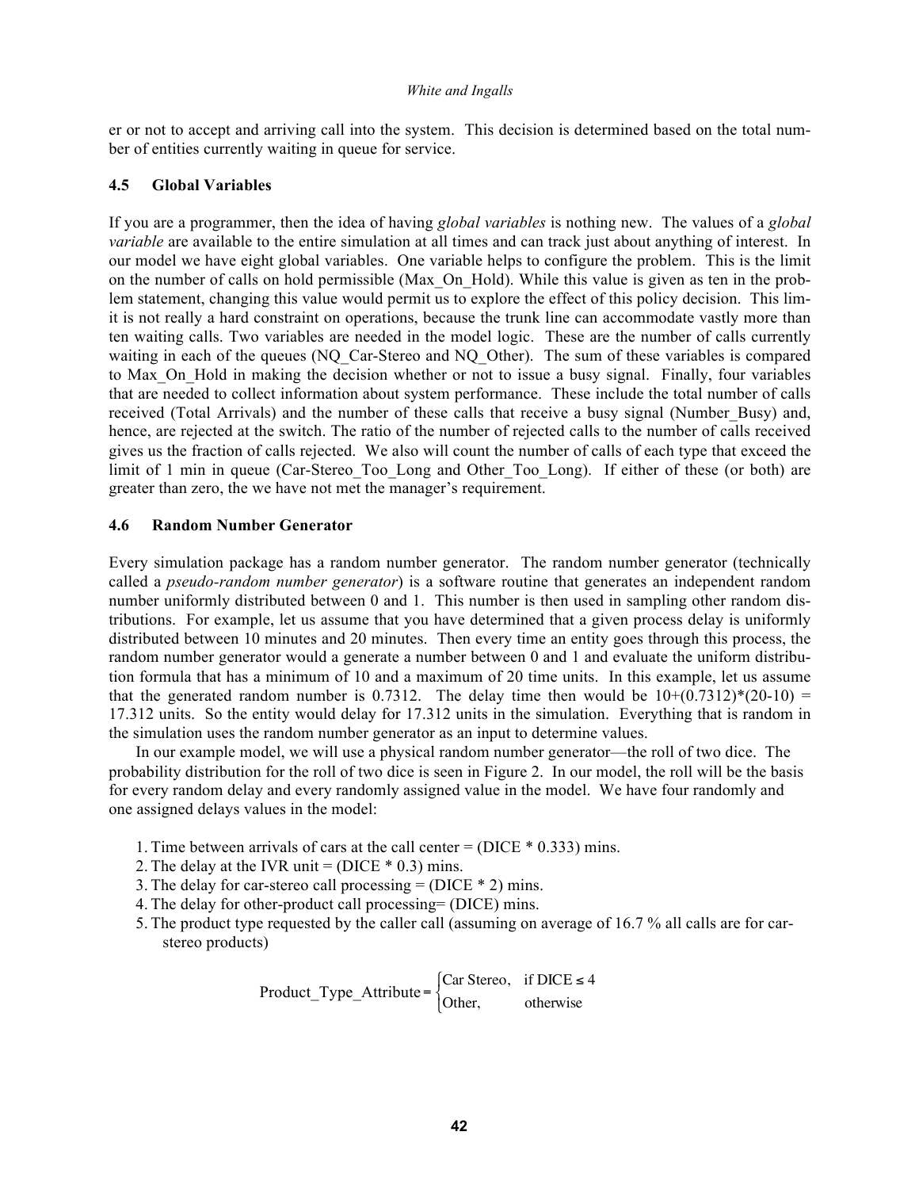er or not to accept and arriving call into the system. This decision is determined based on the total number of entities currently waiting in queue for service.

### 4.5 Global Variables

If you are a programmer, then the idea of having *global variables* is nothing new. The values of a *global variable* are available to the entire simulation at all times and can track just about anything of interest. In our model we have eight global variables. One variable helps to configure the problem. This is the limit on the number of calls on hold permissible (Max_On_Hold). While this value is given as ten in the problem statement, changing this value would permit us to explore the effect of this policy decision. This limit is not really a hard constraint on operations, because the trunk line can accommodate vastly more than ten waiting calls. Two variables are needed in the model logic. These are the number of calls currently waiting in each of the queues (NQ_Car-Stereo and NQ_Other). The sum of these variables is compared to Max_On_Hold in making the decision whether or not to issue a busy signal. Finally, four variables that are needed to collect information about system performance. These include the total number of calls received (Total Arrivals) and the number of these calls that receive a busy signal (Number_Busy) and, hence, are rejected at the switch. The ratio of the number of rejected calls to the number of calls received gives us the fraction of calls rejected. We also will count the number of calls of each type that exceed the limit of 1 min in queue (Car-Stereo_Too_Long and Other_Too_Long). If either of these (or both) are greater than zero, the we have not met the manager's requirement.

### 4.6 Random Number Generator

Every simulation package has a random number generator. The random number generator (technically called a *pseudo-random number generator*) is a software routine that generates an independent random number uniformly distributed between 0 and 1. This number is then used in sampling other random distributions. For example, let us assume that you have determined that a given process delay is uniformly distributed between 10 minutes and 20 minutes. Then every time an entity goes through this process, the random number generator would a generate a number between 0 and 1 and evaluate the uniform distribution formula that has a minimum of 10 and a maximum of 20 time units. In this example, let us assume that the generated random number is 0.7312. The delay time then would be 10+(0.7312)*(20-10) = 17.312 units. So the entity would delay for 17.312 units in the simulation. Everything that is random in the simulation uses the random number generator as an input to determine values.

In our example model, we will use a physical random number generator—the roll of two dice. The probability distribution for the roll of two dice is seen in Figure 2. In our model, the roll will be the basis for every random delay and every randomly assigned value in the model. We have four randomly and one assigned delays values in the model:

1. Time between arrivals of cars at the call center = (DICE * 0.333) mins.
2. The delay at the IVR unit = (DICE * 0.3) mins.
3. The delay for car-stereo call processing = (DICE * 2) mins.
4. The delay for other-product call processing= (DICE) mins.
5. The product type requested by the caller call (assuming on average of 16.7 % all calls are for car-stereo products)

$$\text{Product\_Type\_Attribute} = \begin{cases} \text{Car Stereo}, & \text{if DICE} \leq 4 \\ \text{Other}, & \text{otherwise} \end{cases}$$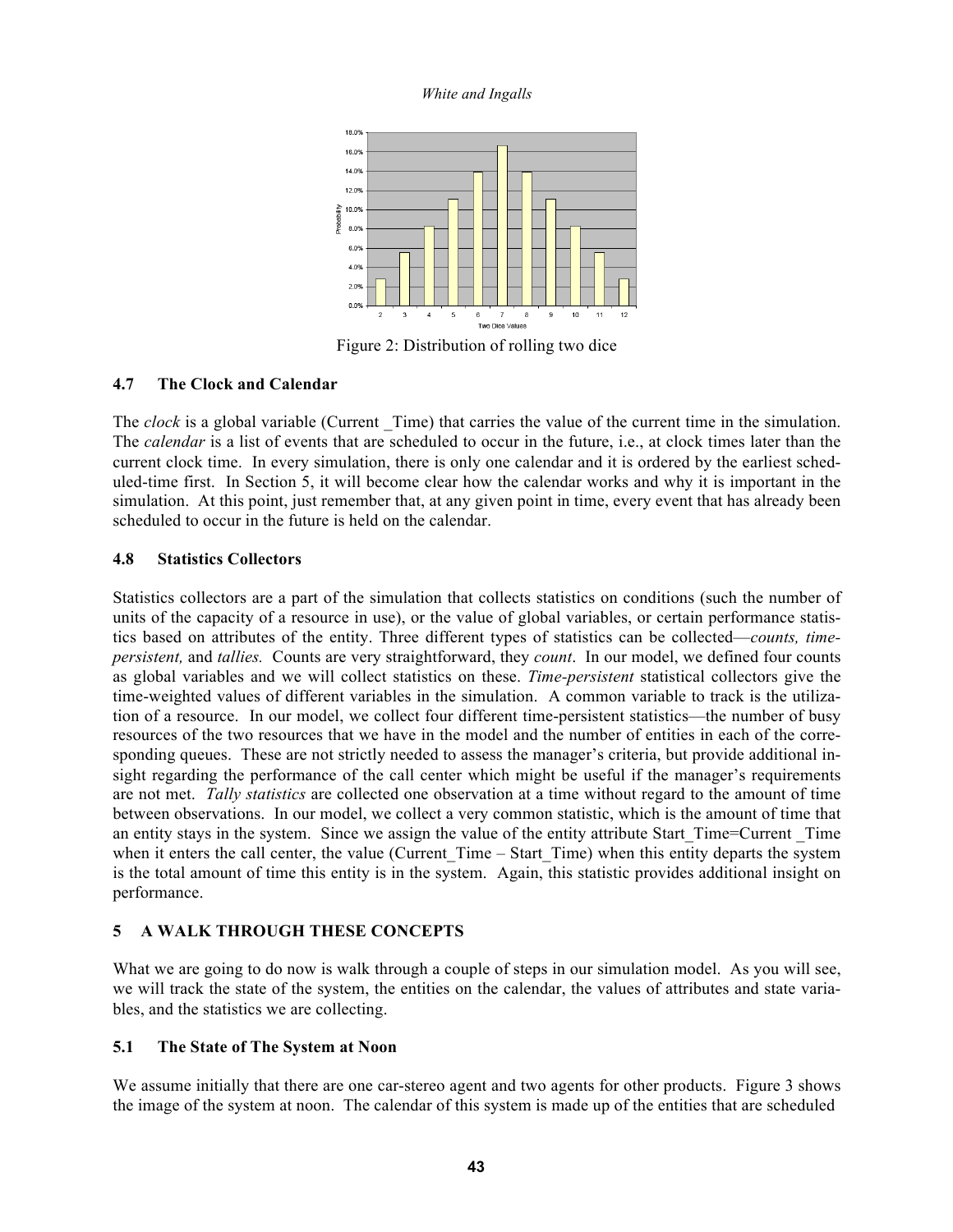Figure 2: Distribution of rolling two dice

### 4.7 The Clock and Calendar

The *clock* is a global variable (Current _Time) that carries the value of the current time in the simulation. The *calendar* is a list of events that are scheduled to occur in the future, i.e., at clock times later than the current clock time. In every simulation, there is only one calendar and it is ordered by the earliest scheduled-time first. In Section 5, it will become clear how the calendar works and why it is important in the simulation. At this point, just remember that, at any given point in time, every event that has already been scheduled to occur in the future is held on the calendar.

### 4.8 Statistics Collectors

Statistics collectors are a part of the simulation that collects statistics on conditions (such the number of units of the capacity of a resource in use), or the value of global variables, or certain performance statistics based on attributes of the entity. Three different types of statistics can be collected—*counts, time-persistent,* and *tallies.* Counts are very straightforward, they *count*. In our model, we defined four counts as global variables and we will collect statistics on these. *Time-persistent* statistical collectors give the time-weighted values of different variables in the simulation. A common variable to track is the utilization of a resource. In our model, we collect four different time-persistent statistics—the number of busy resources of the two resources that we have in the model and the number of entities in each of the corresponding queues. These are not strictly needed to assess the manager's criteria, but provide additional insight regarding the performance of the call center which might be useful if the manager's requirements are not met. *Tally statistics* are collected one observation at a time without regard to the amount of time between observations. In our model, we collect a very common statistic, which is the amount of time that an entity stays in the system. Since we assign the value of the entity attribute Start_Time=Current _Time when it enters the call center, the value (Current_Time – Start_Time) when this entity departs the system is the total amount of time this entity is in the system. Again, this statistic provides additional insight on performance.

## 5 A WALK THROUGH THESE CONCEPTS

What we are going to do now is walk through a couple of steps in our simulation model. As you will see, we will track the state of the system, the entities on the calendar, the values of attributes and state variables, and the statistics we are collecting.

### 5.1 The State of The System at Noon

We assume initially that there are one car-stereo agent and two agents for other products. Figure 3 shows the image of the system at noon. The calendar of this system is made up of the entities that are scheduled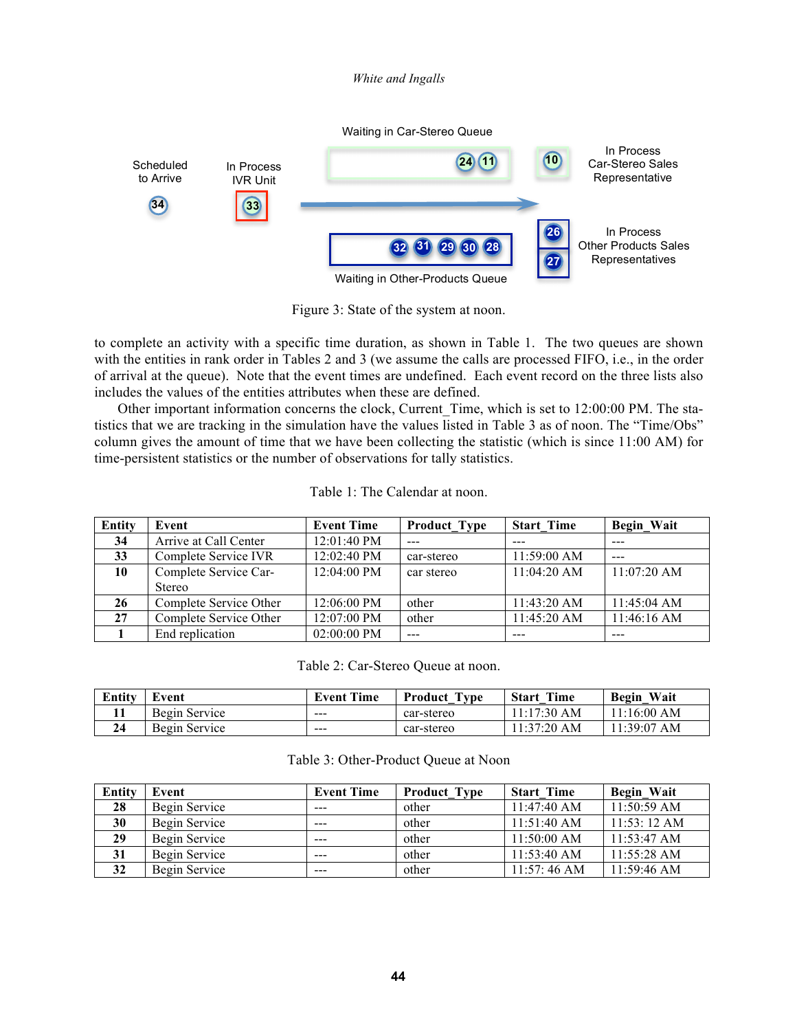Figure 3: State of the system at noon.

to complete an activity with a specific time duration, as shown in Table 1. The two queues are shown with the entities in rank order in Tables 2 and 3 (we assume the calls are processed FIFO, i.e., in the order of arrival at the queue). Note that the event times are undefined. Each event record on the three lists also includes the values of the entities attributes when these are defined.

Other important information concerns the clock, Current_Time, which is set to 12:00:00 PM. The statistics that we are tracking in the simulation have the values listed in Table 3 as of noon. The "Time/Obs" column gives the amount of time that we have been collecting the statistic (which is since 11:00 AM) for time-persistent statistics or the number of observations for tally statistics.

Table 1: The Calendar at noon.

| Entity | Event | Event Time | Product_Type | Start_Time | Begin_Wait |
|---|---|---|---|---|---|
| 34 | Arrive at Call Center | 12:01:40 PM | --- | --- | --- |
| 33 | Complete Service IVR | 12:02:40 PM | car-stereo | 11:59:00 AM | --- |
| 10 | Complete Service Car-Stereo | 12:04:00 PM | car stereo | 11:04:20 AM | 11:07:20 AM |
| 26 | Complete Service Other | 12:06:00 PM | other | 11:43:20 AM | 11:45:04 AM |
| 27 | Complete Service Other | 12:07:00 PM | other | 11:45:20 AM | 11:46:16 AM |
| 1 | End replication | 02:00:00 PM | --- | --- | --- |

Table 2: Car-Stereo Queue at noon.

| Entity | Event | Event Time | Product_Type | Start_Time | Begin_Wait |
|---|---|---|---|---|---|
| 11 | Begin Service | --- | car-stereo | 11:17:30 AM | 11:16:00 AM |
| 24 | Begin Service | --- | car-stereo | 11:37:20 AM | 11:39:07 AM |

Table 3: Other-Product Queue at Noon

| Entity | Event | Event Time | Product_Type | Start_Time | Begin_Wait |
|---|---|---|---|---|---|
| 28 | Begin Service | --- | other | 11:47:40 AM | 11:50:59 AM |
| 30 | Begin Service | --- | other | 11:51:40 AM | 11:53: 12 AM |
| 29 | Begin Service | --- | other | 11:50:00 AM | 11:53:47 AM |
| 31 | Begin Service | --- | other | 11:53:40 AM | 11:55:28 AM |
| 32 | Begin Service | --- | other | 11:57: 46 AM | 11:59:46 AM |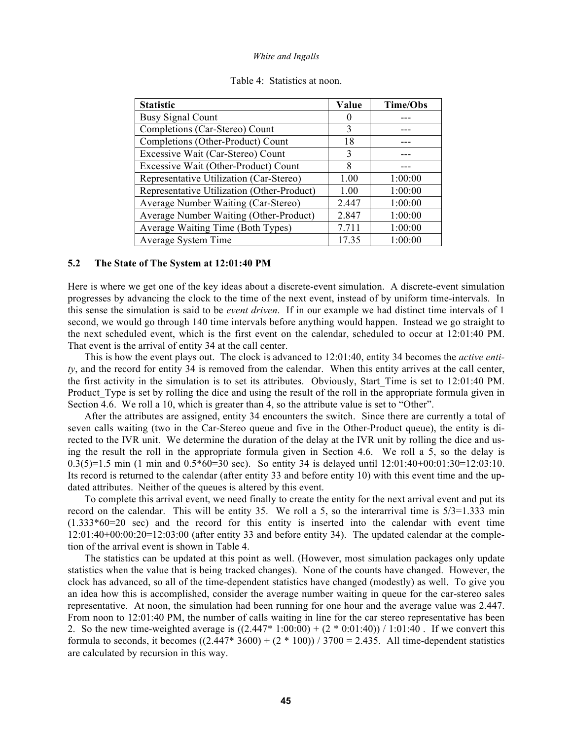Table 4: Statistics at noon.

| Statistic | Value | Time/Obs |
|---|---|---|
| Busy Signal Count | 0 | --- |
| Completions (Car-Stereo) Count | 3 | --- |
| Completions (Other-Product) Count | 18 | --- |
| Excessive Wait (Car-Stereo) Count | 3 | --- |
| Excessive Wait (Other-Product) Count | 8 | --- |
| Representative Utilization (Car-Stereo) | 1.00 | 1:00:00 |
| Representative Utilization (Other-Product) | 1.00 | 1:00:00 |
| Average Number Waiting (Car-Stereo) | 2.447 | 1:00:00 |
| Average Number Waiting (Other-Product) | 2.847 | 1:00:00 |
| Average Waiting Time (Both Types) | 7.711 | 1:00:00 |
| Average System Time | 17.35 | 1:00:00 |

### 5.2 The State of The System at 12:01:40 PM

Here is where we get one of the key ideas about a discrete-event simulation. A discrete-event simulation progresses by advancing the clock to the time of the next event, instead of by uniform time-intervals. In this sense the simulation is said to be *event driven*. If in our example we had distinct time intervals of 1 second, we would go through 140 time intervals before anything would happen. Instead we go straight to the next scheduled event, which is the first event on the calendar, scheduled to occur at 12:01:40 PM. That event is the arrival of entity 34 at the call center.

This is how the event plays out. The clock is advanced to 12:01:40, entity 34 becomes the *active entity*, and the record for entity 34 is removed from the calendar. When this entity arrives at the call center, the first activity in the simulation is to set its attributes. Obviously, Start_Time is set to 12:01:40 PM. Product_Type is set by rolling the dice and using the result of the roll in the appropriate formula given in Section 4.6. We roll a 10, which is greater than 4, so the attribute value is set to "Other".

After the attributes are assigned, entity 34 encounters the switch. Since there are currently a total of seven calls waiting (two in the Car-Stereo queue and five in the Other-Product queue), the entity is directed to the IVR unit. We determine the duration of the delay at the IVR unit by rolling the dice and using the result the roll in the appropriate formula given in Section 4.6. We roll a 5, so the delay is 0.3(5)=1.5 min (1 min and 0.5*60=30 sec). So entity 34 is delayed until 12:01:40+00:01:30=12:03:10. Its record is returned to the calendar (after entity 33 and before entity 10) with this event time and the updated attributes. Neither of the queues is altered by this event.

To complete this arrival event, we need finally to create the entity for the next arrival event and put its record on the calendar. This will be entity 35. We roll a 5, so the interarrival time is 5/3=1.333 min (1.333*60=20 sec) and the record for this entity is inserted into the calendar with event time 12:01:40+00:00:20=12:03:00 (after entity 33 and before entity 34). The updated calendar at the completion of the arrival event is shown in Table 4.

The statistics can be updated at this point as well. (However, most simulation packages only update statistics when the value that is being tracked changes). None of the counts have changed. However, the clock has advanced, so all of the time-dependent statistics have changed (modestly) as well. To give you an idea how this is accomplished, consider the average number waiting in queue for the car-stereo sales representative. At noon, the simulation had been running for one hour and the average value was 2.447. From noon to 12:01:40 PM, the number of calls waiting in line for the car stereo representative has been 2. So the new time-weighted average is ((2.447* 1:00:00) + (2 * 0:01:40)) / 1:01:40 . If we convert this formula to seconds, it becomes ((2.447* 3600) + (2 * 100)) / 3700 = 2.435. All time-dependent statistics are calculated by recursion in this way.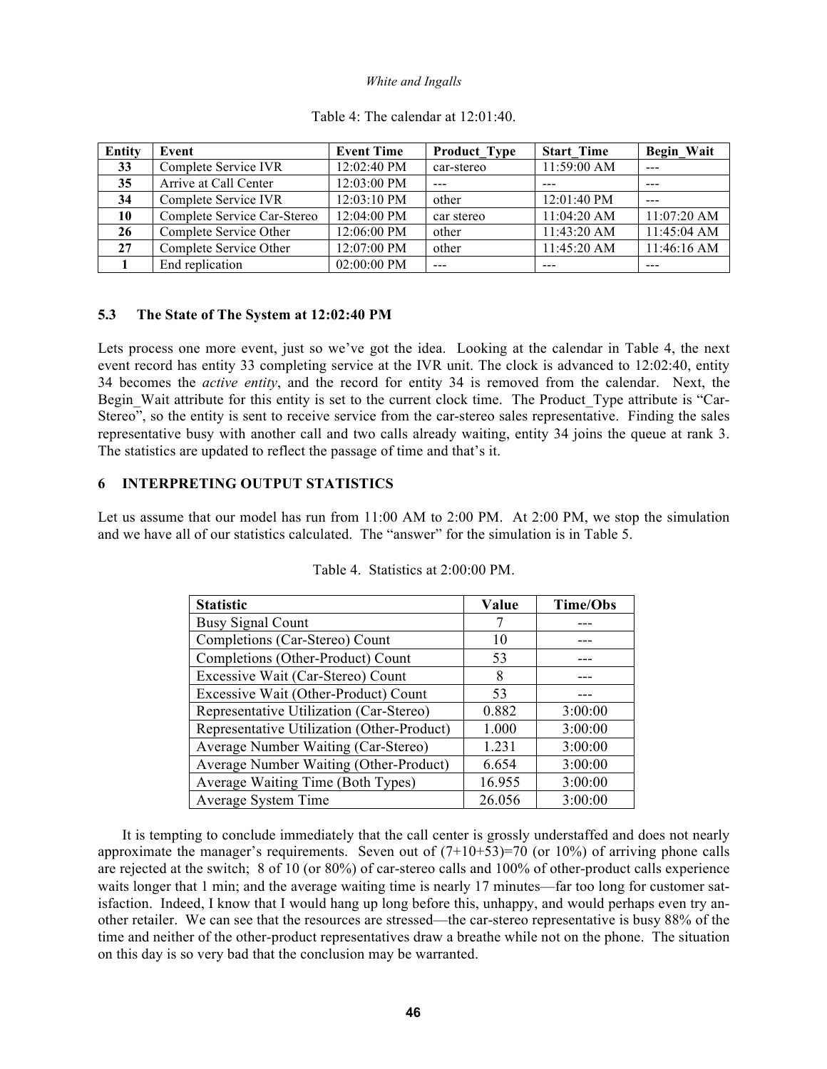Table 4: The calendar at 12:01:40.

| Entity | Event | Event Time | Product_Type | Start_Time | Begin_Wait |
|---|---|---|---|---|---|
| **33** | Complete Service IVR | 12:02:40 PM | car-stereo | 11:59:00 AM | --- |
| **35** | Arrive at Call Center | 12:03:00 PM | --- | --- | --- |
| **34** | Complete Service IVR | 12:03:10 PM | other | 12:01:40 PM | --- |
| **10** | Complete Service Car-Stereo | 12:04:00 PM | car stereo | 11:04:20 AM | 11:07:20 AM |
| **26** | Complete Service Other | 12:06:00 PM | other | 11:43:20 AM | 11:45:04 AM |
| **27** | Complete Service Other | 12:07:00 PM | other | 11:45:20 AM | 11:46:16 AM |
| **1** | End replication | 02:00:00 PM | --- | --- | --- |

### 5.3 The State of The System at 12:02:40 PM

Lets process one more event, just so we've got the idea. Looking at the calendar in Table 4, the next event record has entity 33 completing service at the IVR unit. The clock is advanced to 12:02:40, entity 34 becomes the *active entity*, and the record for entity 34 is removed from the calendar. Next, the Begin_Wait attribute for this entity is set to the current clock time. The Product_Type attribute is "Car-Stereo", so the entity is sent to receive service from the car-stereo sales representative. Finding the sales representative busy with another call and two calls already waiting, entity 34 joins the queue at rank 3. The statistics are updated to reflect the passage of time and that's it.

## 6 INTERPRETING OUTPUT STATISTICS

Let us assume that our model has run from 11:00 AM to 2:00 PM. At 2:00 PM, we stop the simulation and we have all of our statistics calculated. The "answer" for the simulation is in Table 5.

Table 4. Statistics at 2:00:00 PM.

| Statistic | Value | Time/Obs |
|---|---|---|
| Busy Signal Count | 7 | --- |
| Completions (Car-Stereo) Count | 10 | --- |
| Completions (Other-Product) Count | 53 | --- |
| Excessive Wait (Car-Stereo) Count | 8 | --- |
| Excessive Wait (Other-Product) Count | 53 | --- |
| Representative Utilization (Car-Stereo) | 0.882 | 3:00:00 |
| Representative Utilization (Other-Product) | 1.000 | 3:00:00 |
| Average Number Waiting (Car-Stereo) | 1.231 | 3:00:00 |
| Average Number Waiting (Other-Product) | 6.654 | 3:00:00 |
| Average Waiting Time (Both Types) | 16.955 | 3:00:00 |
| Average System Time | 26.056 | 3:00:00 |

It is tempting to conclude immediately that the call center is grossly understaffed and does not nearly approximate the manager's requirements. Seven out of (7+10+53)=70 (or 10%) of arriving phone calls are rejected at the switch; 8 of 10 (or 80%) of car-stereo calls and 100% of other-product calls experience waits longer that 1 min; and the average waiting time is nearly 17 minutes—far too long for customer satisfaction. Indeed, I know that I would hang up long before this, unhappy, and would perhaps even try another retailer. We can see that the resources are stressed—the car-stereo representative is busy 88% of the time and neither of the other-product representatives draw a breathe while not on the phone. The situation on this day is so very bad that the conclusion may be warranted.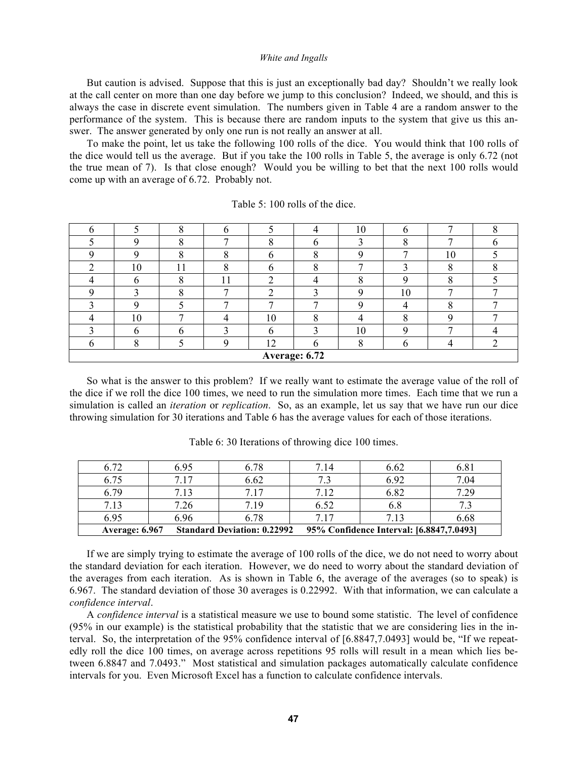But caution is advised. Suppose that this is just an exceptionally bad day? Shouldn't we really look at the call center on more than one day before we jump to this conclusion? Indeed, we should, and this is always the case in discrete event simulation. The numbers given in Table 4 are a random answer to the performance of the system. This is because there are random inputs to the system that give us this answer. The answer generated by only one run is not really an answer at all.

To make the point, let us take the following 100 rolls of the dice. You would think that 100 rolls of the dice would tell us the average. But if you take the 100 rolls in Table 5, the average is only 6.72 (not the true mean of 7). Is that close enough? Would you be willing to bet that the next 100 rolls would come up with an average of 6.72. Probably not.

Table 5: 100 rolls of the dice.

| | | | | | | | | | |
|---|---|---|---|---|---|---|---|---|---|
| 6 | 5 | 8 | 6 | 5 | 4 | 10 | 6 | 7 | 8 |
| 5 | 9 | 8 | 7 | 8 | 6 | 3 | 8 | 7 | 6 |
| 9 | 9 | 8 | 8 | 6 | 8 | 9 | 7 | 10 | 5 |
| 2 | 10 | 11 | 8 | 6 | 8 | 7 | 3 | 8 | 8 |
| 4 | 6 | 8 | 11 | 2 | 4 | 8 | 9 | 8 | 5 |
| 9 | 3 | 8 | 7 | 2 | 3 | 9 | 10 | 7 | 7 |
| 3 | 9 | 5 | 7 | 7 | 7 | 9 | 4 | 8 | 7 |
| 4 | 10 | 7 | 4 | 10 | 8 | 4 | 8 | 9 | 7 |
| 3 | 6 | 6 | 3 | 6 | 3 | 10 | 9 | 7 | 4 |
| 6 | 8 | 5 | 9 | 12 | 6 | 8 | 6 | 4 | 2 |
| **Average: 6.72** | | | | | | | | | |

So what is the answer to this problem? If we really want to estimate the average value of the roll of the dice if we roll the dice 100 times, we need to run the simulation more times. Each time that we run a simulation is called an *iteration* or *replication*. So, as an example, let us say that we have run our dice throwing simulation for 30 iterations and Table 6 has the average values for each of those iterations.

Table 6: 30 Iterations of throwing dice 100 times.

| | | | | | |
|---|---|---|---|---|---|
| 6.72 | 6.95 | 6.78 | 7.14 | 6.62 | 6.81 |
| 6.75 | 7.17 | 6.62 | 7.3 | 6.92 | 7.04 |
| 6.79 | 7.13 | 7.17 | 7.12 | 6.82 | 7.29 |
| 7.13 | 7.26 | 7.19 | 6.52 | 6.8 | 7.3 |
| 6.95 | 6.96 | 6.78 | 7.17 | 7.13 | 6.68 |
| **Average: 6.967** | **Standard Deviation: 0.22992** | | **95% Confidence Interval: [6.8847,7.0493]** | | |

If we are simply trying to estimate the average of 100 rolls of the dice, we do not need to worry about the standard deviation for each iteration. However, we do need to worry about the standard deviation of the averages from each iteration. As is shown in Table 6, the average of the averages (so to speak) is 6.967. The standard deviation of those 30 averages is 0.22992. With that information, we can calculate a *confidence interval*.

A *confidence interval* is a statistical measure we use to bound some statistic. The level of confidence (95% in our example) is the statistical probability that the statistic that we are considering lies in the interval. So, the interpretation of the 95% confidence interval of [6.8847,7.0493] would be, "If we repeatedly roll the dice 100 times, on average across repetitions 95 rolls will result in a mean which lies between 6.8847 and 7.0493." Most statistical and simulation packages automatically calculate confidence intervals for you. Even Microsoft Excel has a function to calculate confidence intervals.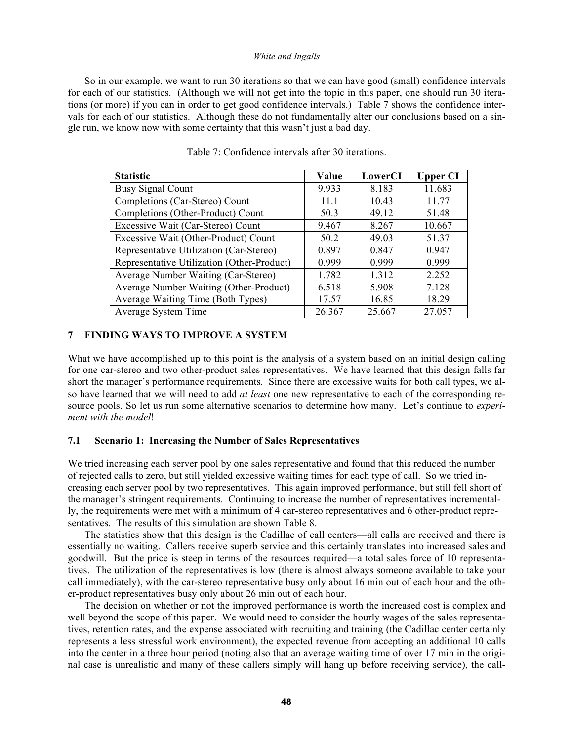So in our example, we want to run 30 iterations so that we can have good (small) confidence intervals for each of our statistics. (Although we will not get into the topic in this paper, one should run 30 iterations (or more) if you can in order to get good confidence intervals.) Table 7 shows the confidence intervals for each of our statistics. Although these do not fundamentally alter our conclusions based on a single run, we know now with some certainty that this wasn't just a bad day.

Table 7: Confidence intervals after 30 iterations.

| Statistic | Value | LowerCI | Upper CI |
|---|---|---|---|
| Busy Signal Count | 9.933 | 8.183 | 11.683 |
| Completions (Car-Stereo) Count | 11.1 | 10.43 | 11.77 |
| Completions (Other-Product) Count | 50.3 | 49.12 | 51.48 |
| Excessive Wait (Car-Stereo) Count | 9.467 | 8.267 | 10.667 |
| Excessive Wait (Other-Product) Count | 50.2 | 49.03 | 51.37 |
| Representative Utilization (Car-Stereo) | 0.897 | 0.847 | 0.947 |
| Representative Utilization (Other-Product) | 0.999 | 0.999 | 0.999 |
| Average Number Waiting (Car-Stereo) | 1.782 | 1.312 | 2.252 |
| Average Number Waiting (Other-Product) | 6.518 | 5.908 | 7.128 |
| Average Waiting Time (Both Types) | 17.57 | 16.85 | 18.29 |
| Average System Time | 26.367 | 25.667 | 27.057 |

## 7 FINDING WAYS TO IMPROVE A SYSTEM

What we have accomplished up to this point is the analysis of a system based on an initial design calling for one car-stereo and two other-product sales representatives. We have learned that this design falls far short the manager's performance requirements. Since there are excessive waits for both call types, we also have learned that we will need to add *at least* one new representative to each of the corresponding resource pools. So let us run some alternative scenarios to determine how many. Let's continue to *experiment with the model*!

### 7.1 Scenario 1: Increasing the Number of Sales Representatives

We tried increasing each server pool by one sales representative and found that this reduced the number of rejected calls to zero, but still yielded excessive waiting times for each type of call. So we tried increasing each server pool by two representatives. This again improved performance, but still fell short of the manager's stringent requirements. Continuing to increase the number of representatives incrementally, the requirements were met with a minimum of 4 car-stereo representatives and 6 other-product representatives. The results of this simulation are shown Table 8.

The statistics show that this design is the Cadillac of call centers—all calls are received and there is essentially no waiting. Callers receive superb service and this certainly translates into increased sales and goodwill. But the price is steep in terms of the resources required—a total sales force of 10 representatives. The utilization of the representatives is low (there is almost always someone available to take your call immediately), with the car-stereo representative busy only about 16 min out of each hour and the other-product representatives busy only about 26 min out of each hour.

The decision on whether or not the improved performance is worth the increased cost is complex and well beyond the scope of this paper. We would need to consider the hourly wages of the sales representatives, retention rates, and the expense associated with recruiting and training (the Cadillac center certainly represents a less stressful work environment), the expected revenue from accepting an additional 10 calls into the center in a three hour period (noting also that an average waiting time of over 17 min in the original case is unrealistic and many of these callers simply will hang up before receiving service), the call-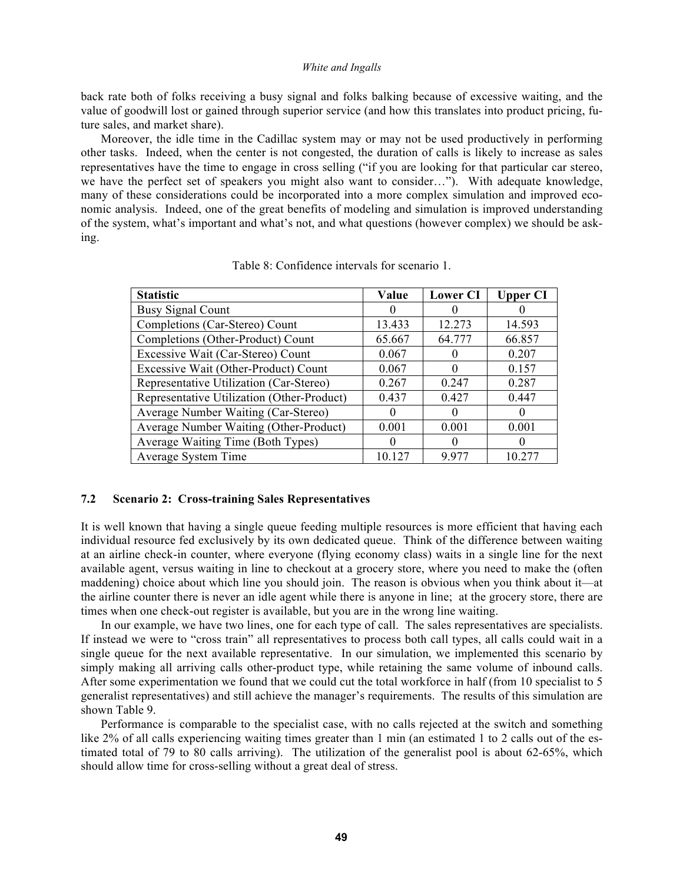back rate both of folks receiving a busy signal and folks balking because of excessive waiting, and the value of goodwill lost or gained through superior service (and how this translates into product pricing, future sales, and market share).

Moreover, the idle time in the Cadillac system may or may not be used productively in performing other tasks. Indeed, when the center is not congested, the duration of calls is likely to increase as sales representatives have the time to engage in cross selling ("if you are looking for that particular car stereo, we have the perfect set of speakers you might also want to consider…"). With adequate knowledge, many of these considerations could be incorporated into a more complex simulation and improved economic analysis. Indeed, one of the great benefits of modeling and simulation is improved understanding of the system, what's important and what's not, and what questions (however complex) we should be asking.

Table 8: Confidence intervals for scenario 1.

| Statistic | Value | Lower CI | Upper CI |
|---|---|---|---|
| Busy Signal Count | 0 | 0 | 0 |
| Completions (Car-Stereo) Count | 13.433 | 12.273 | 14.593 |
| Completions (Other-Product) Count | 65.667 | 64.777 | 66.857 |
| Excessive Wait (Car-Stereo) Count | 0.067 | 0 | 0.207 |
| Excessive Wait (Other-Product) Count | 0.067 | 0 | 0.157 |
| Representative Utilization (Car-Stereo) | 0.267 | 0.247 | 0.287 |
| Representative Utilization (Other-Product) | 0.437 | 0.427 | 0.447 |
| Average Number Waiting (Car-Stereo) | 0 | 0 | 0 |
| Average Number Waiting (Other-Product) | 0.001 | 0.001 | 0.001 |
| Average Waiting Time (Both Types) | 0 | 0 | 0 |
| Average System Time | 10.127 | 9.977 | 10.277 |

### 7.2 Scenario 2: Cross-training Sales Representatives

It is well known that having a single queue feeding multiple resources is more efficient that having each individual resource fed exclusively by its own dedicated queue. Think of the difference between waiting at an airline check-in counter, where everyone (flying economy class) waits in a single line for the next available agent, versus waiting in line to checkout at a grocery store, where you need to make the (often maddening) choice about which line you should join. The reason is obvious when you think about it—at the airline counter there is never an idle agent while there is anyone in line; at the grocery store, there are times when one check-out register is available, but you are in the wrong line waiting.

In our example, we have two lines, one for each type of call. The sales representatives are specialists. If instead we were to "cross train" all representatives to process both call types, all calls could wait in a single queue for the next available representative. In our simulation, we implemented this scenario by simply making all arriving calls other-product type, while retaining the same volume of inbound calls. After some experimentation we found that we could cut the total workforce in half (from 10 specialist to 5 generalist representatives) and still achieve the manager's requirements. The results of this simulation are shown Table 9.

Performance is comparable to the specialist case, with no calls rejected at the switch and something like 2% of all calls experiencing waiting times greater than 1 min (an estimated 1 to 2 calls out of the estimated total of 79 to 80 calls arriving). The utilization of the generalist pool is about 62-65%, which should allow time for cross-selling without a great deal of stress.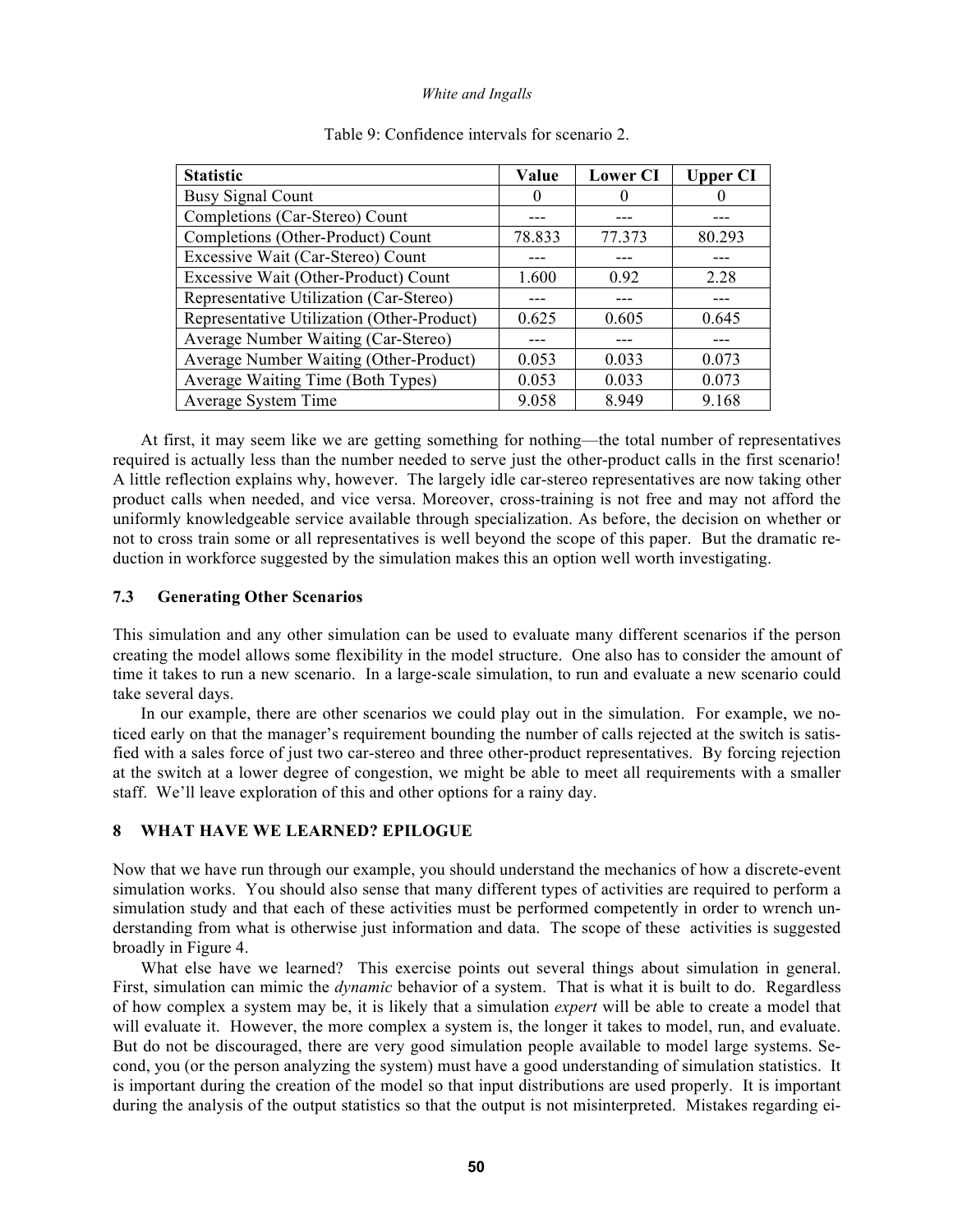Table 9: Confidence intervals for scenario 2.

| Statistic | Value | Lower CI | Upper CI |
|---|---|---|---|
| Busy Signal Count | 0 | 0 | 0 |
| Completions (Car-Stereo) Count | --- | --- | --- |
| Completions (Other-Product) Count | 78.833 | 77.373 | 80.293 |
| Excessive Wait (Car-Stereo) Count | --- | --- | --- |
| Excessive Wait (Other-Product) Count | 1.600 | 0.92 | 2.28 |
| Representative Utilization (Car-Stereo) | --- | --- | --- |
| Representative Utilization (Other-Product) | 0.625 | 0.605 | 0.645 |
| Average Number Waiting (Car-Stereo) | --- | --- | --- |
| Average Number Waiting (Other-Product) | 0.053 | 0.033 | 0.073 |
| Average Waiting Time (Both Types) | 0.053 | 0.033 | 0.073 |
| Average System Time | 9.058 | 8.949 | 9.168 |

At first, it may seem like we are getting something for nothing—the total number of representatives required is actually less than the number needed to serve just the other-product calls in the first scenario! A little reflection explains why, however. The largely idle car-stereo representatives are now taking other product calls when needed, and vice versa. Moreover, cross-training is not free and may not afford the uniformly knowledgeable service available through specialization. As before, the decision on whether or not to cross train some or all representatives is well beyond the scope of this paper. But the dramatic reduction in workforce suggested by the simulation makes this an option well worth investigating.

### 7.3 Generating Other Scenarios

This simulation and any other simulation can be used to evaluate many different scenarios if the person creating the model allows some flexibility in the model structure. One also has to consider the amount of time it takes to run a new scenario. In a large-scale simulation, to run and evaluate a new scenario could take several days.

In our example, there are other scenarios we could play out in the simulation. For example, we noticed early on that the manager's requirement bounding the number of calls rejected at the switch is satisfied with a sales force of just two car-stereo and three other-product representatives. By forcing rejection at the switch at a lower degree of congestion, we might be able to meet all requirements with a smaller staff. We'll leave exploration of this and other options for a rainy day.

## 8 WHAT HAVE WE LEARNED? EPILOGUE

Now that we have run through our example, you should understand the mechanics of how a discrete-event simulation works. You should also sense that many different types of activities are required to perform a simulation study and that each of these activities must be performed competently in order to wrench understanding from what is otherwise just information and data. The scope of these activities is suggested broadly in Figure 4.

What else have we learned? This exercise points out several things about simulation in general. First, simulation can mimic the *dynamic* behavior of a system. That is what it is built to do. Regardless of how complex a system may be, it is likely that a simulation *expert* will be able to create a model that will evaluate it. However, the more complex a system is, the longer it takes to model, run, and evaluate. But do not be discouraged, there are very good simulation people available to model large systems. Second, you (or the person analyzing the system) must have a good understanding of simulation statistics. It is important during the creation of the model so that input distributions are used properly. It is important during the analysis of the output statistics so that the output is not misinterpreted. Mistakes regarding ei-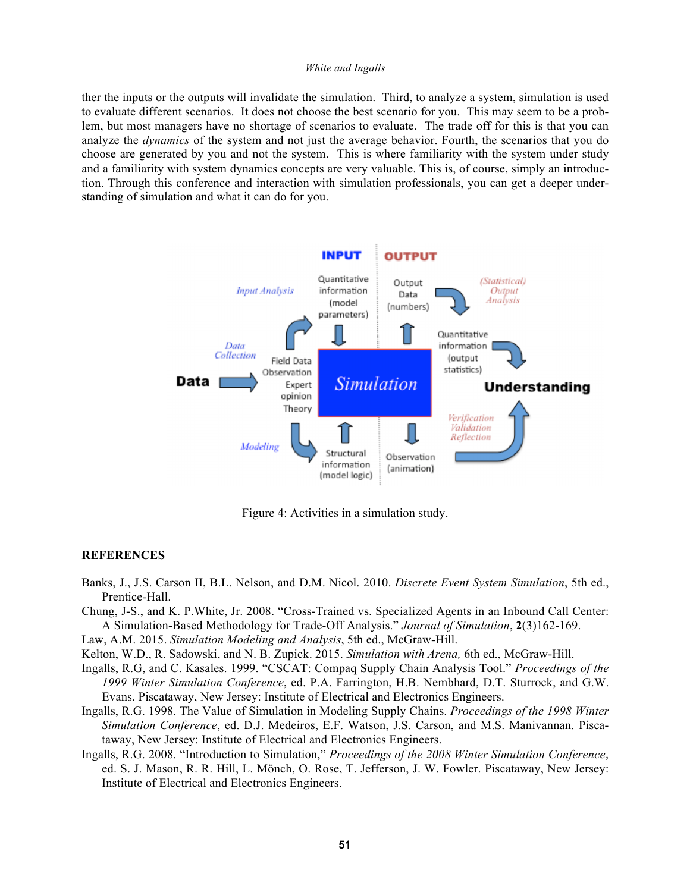ther the inputs or the outputs will invalidate the simulation. Third, to analyze a system, simulation is used to evaluate different scenarios. It does not choose the best scenario for you. This may seem to be a problem, but most managers have no shortage of scenarios to evaluate. The trade off for this is that you can analyze the *dynamics* of the system and not just the average behavior. Fourth, the scenarios that you do choose are generated by you and not the system. This is where familiarity with the system under study and a familiarity with system dynamics concepts are very valuable. This is, of course, simply an introduction. Through this conference and interaction with simulation professionals, you can get a deeper understanding of simulation and what it can do for you.

Figure 4: Activities in a simulation study.

## REFERENCES

Banks, J., J.S. Carson II, B.L. Nelson, and D.M. Nicol. 2010. *Discrete Event System Simulation*, 5th ed., Prentice-Hall.

Chung, J-S., and K. P.White, Jr. 2008. "Cross-Trained vs. Specialized Agents in an Inbound Call Center: A Simulation-Based Methodology for Trade-Off Analysis." *Journal of Simulation*, **2**(3)162-169.

Law, A.M. 2015. *Simulation Modeling and Analysis*, 5th ed., McGraw-Hill.

Kelton, W.D., R. Sadowski, and N. B. Zupick. 2015. *Simulation with Arena,* 6th ed., McGraw-Hill.

Ingalls, R.G, and C. Kasales. 1999. "CSCAT: Compaq Supply Chain Analysis Tool." *Proceedings of the 1999 Winter Simulation Conference*, ed. P.A. Farrington, H.B. Nembhard, D.T. Sturrock, and G.W. Evans. Piscataway, New Jersey: Institute of Electrical and Electronics Engineers.

Ingalls, R.G. 1998. The Value of Simulation in Modeling Supply Chains. *Proceedings of the 1998 Winter Simulation Conference*, ed. D.J. Medeiros, E.F. Watson, J.S. Carson, and M.S. Manivannan. Piscataway, New Jersey: Institute of Electrical and Electronics Engineers.

Ingalls, R.G. 2008. "Introduction to Simulation," *Proceedings of the 2008 Winter Simulation Conference*, ed. S. J. Mason, R. R. Hill, L. Mönch, O. Rose, T. Jefferson, J. W. Fowler. Piscataway, New Jersey: Institute of Electrical and Electronics Engineers.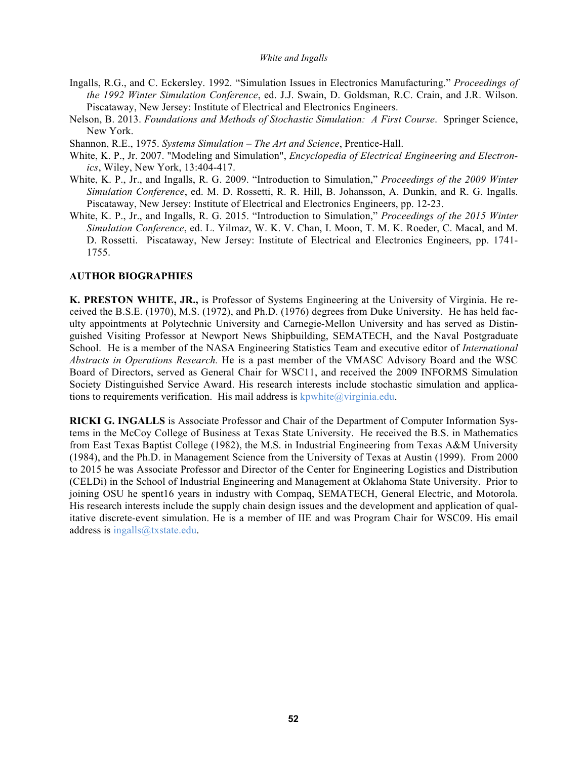Ingalls, R.G., and C. Eckersley. 1992. "Simulation Issues in Electronics Manufacturing." *Proceedings of the 1992 Winter Simulation Conference*, ed. J.J. Swain, D. Goldsman, R.C. Crain, and J.R. Wilson. Piscataway, New Jersey: Institute of Electrical and Electronics Engineers.

Nelson, B. 2013. *Foundations and Methods of Stochastic Simulation: A First Course*. Springer Science, New York.

Shannon, R.E., 1975. *Systems Simulation – The Art and Science*, Prentice-Hall.

White, K. P., Jr. 2007. "Modeling and Simulation", *Encyclopedia of Electrical Engineering and Electronics*, Wiley, New York, 13:404-417.

White, K. P., Jr., and Ingalls, R. G. 2009. "Introduction to Simulation," *Proceedings of the 2009 Winter Simulation Conference*, ed. M. D. Rossetti, R. R. Hill, B. Johansson, A. Dunkin, and R. G. Ingalls. Piscataway, New Jersey: Institute of Electrical and Electronics Engineers, pp. 12-23.

White, K. P., Jr., and Ingalls, R. G. 2015. "Introduction to Simulation," *Proceedings of the 2015 Winter Simulation Conference*, ed. L. Yilmaz, W. K. V. Chan, I. Moon, T. M. K. Roeder, C. Macal, and M. D. Rossetti. Piscataway, New Jersey: Institute of Electrical and Electronics Engineers, pp. 1741-1755.

## AUTHOR BIOGRAPHIES

**K. PRESTON WHITE, JR.,** is Professor of Systems Engineering at the University of Virginia. He received the B.S.E. (1970), M.S. (1972), and Ph.D. (1976) degrees from Duke University. He has held faculty appointments at Polytechnic University and Carnegie-Mellon University and has served as Distinguished Visiting Professor at Newport News Shipbuilding, SEMATECH, and the Naval Postgraduate School. He is a member of the NASA Engineering Statistics Team and executive editor of *International Abstracts in Operations Research.* He is a past member of the VMASC Advisory Board and the WSC Board of Directors, served as General Chair for WSC11, and received the 2009 INFORMS Simulation Society Distinguished Service Award. His research interests include stochastic simulation and applications to requirements verification. His mail address is kpwhite@virginia.edu.

**RICKI G. INGALLS** is Associate Professor and Chair of the Department of Computer Information Systems in the McCoy College of Business at Texas State University. He received the B.S. in Mathematics from East Texas Baptist College (1982), the M.S. in Industrial Engineering from Texas A&M University (1984), and the Ph.D. in Management Science from the University of Texas at Austin (1999). From 2000 to 2015 he was Associate Professor and Director of the Center for Engineering Logistics and Distribution (CELDi) in the School of Industrial Engineering and Management at Oklahoma State University. Prior to joining OSU he spent16 years in industry with Compaq, SEMATECH, General Electric, and Motorola. His research interests include the supply chain design issues and the development and application of qualitative discrete-event simulation. He is a member of IIE and was Program Chair for WSC09. His email address is ingalls@txstate.edu.